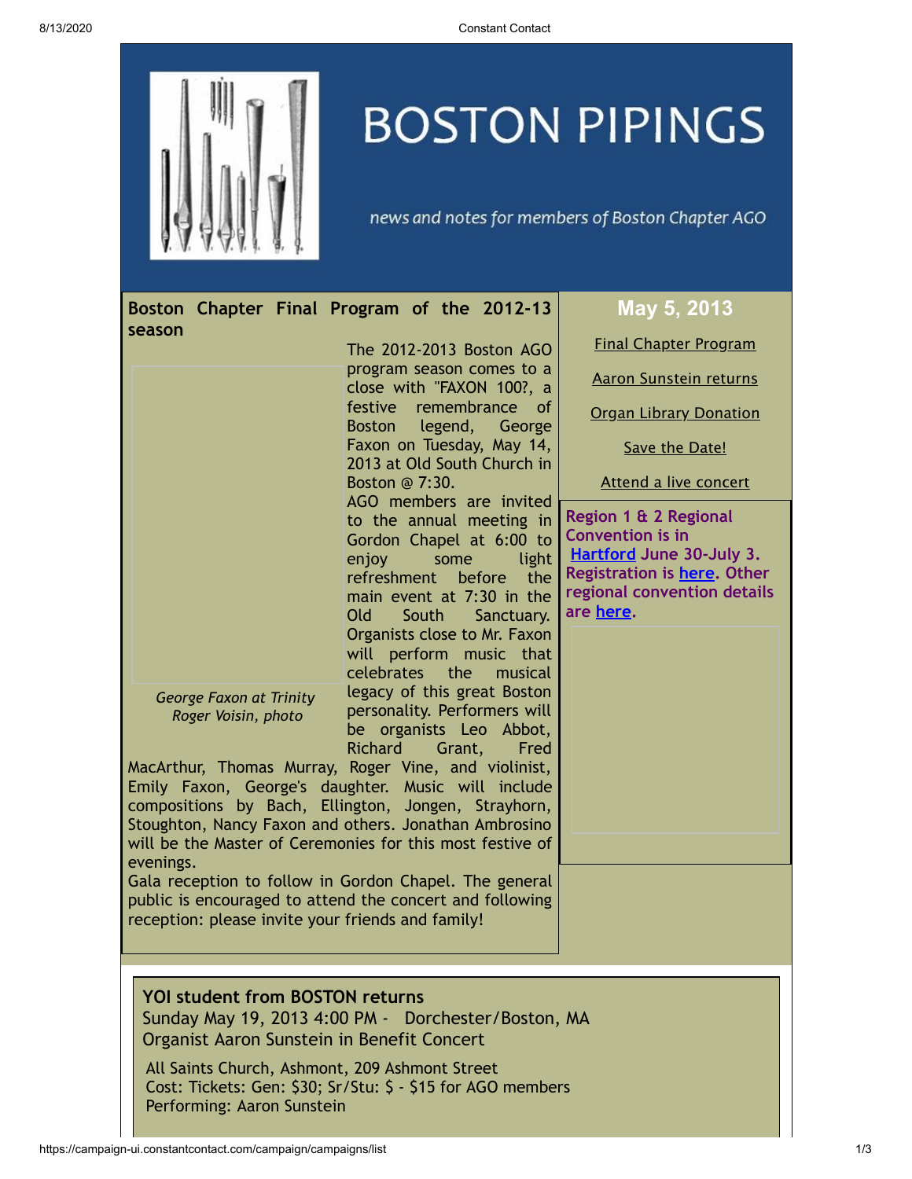# BOSTON PIPINGS

*news and notes for members of Boston Chapter AGO*

## May 5, 2013

Final Chapter Program

Aaron Sunstein returns

Organ Library Donation

Save the Date!

Attend a live concert

**Region 1 & 2 Regional Convention is in Hartford June 30-July 3. Registration is here. Other regional convention details are here.**

## Boston Chapter Final Program of the 2012-13 season

*George Faxon at Trinity*
*Roger Voisin, photo*

The 2012-2013 Boston AGO program season comes to a close with "FAXON 100?, a festive remembrance of Boston legend, George Faxon on Tuesday, May 14, 2013 at Old South Church in Boston @ 7:30.

AGO members are invited to the annual meeting in Gordon Chapel at 6:00 to enjoy some light refreshment before the main event at 7:30 in the Old South Sanctuary. Organists close to Mr. Faxon will perform music that celebrates the musical legacy of this great Boston personality. Performers will be organists Leo Abbot, Richard Grant, Fred MacArthur, Thomas Murray, Roger Vine, and violinist, Emily Faxon, George's daughter. Music will include compositions by Bach, Ellington, Jongen, Strayhorn, Stoughton, Nancy Faxon and others. Jonathan Ambrosino will be the Master of Ceremonies for this most festive of evenings.

Gala reception to follow in Gordon Chapel. The general public is encouraged to attend the concert and following reception: please invite your friends and family!

## YOI student from BOSTON returns

Sunday May 19, 2013 4:00 PM - Dorchester/Boston, MA
Organist Aaron Sunstein in Benefit Concert

All Saints Church, Ashmont, 209 Ashmont Street
Cost: Tickets: Gen: $30; Sr/Stu: $ - $15 for AGO members
Performing: Aaron Sunstein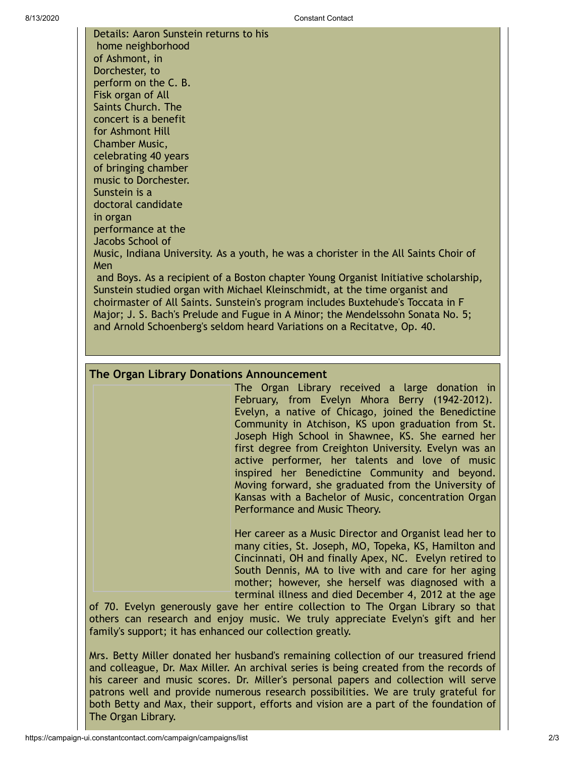Details: Aaron Sunstein returns to his home neighborhood of Ashmont, in Dorchester, to perform on the C. B. Fisk organ of All Saints Church. The concert is a benefit for Ashmont Hill Chamber Music, celebrating 40 years of bringing chamber music to Dorchester. Sunstein is a doctoral candidate in organ performance at the Jacobs School of Music, Indiana University. As a youth, he was a chorister in the All Saints Choir of Men and Boys. As a recipient of a Boston chapter Young Organist Initiative scholarship, Sunstein studied organ with Michael Kleinschmidt, at the time organist and choirmaster of All Saints. Sunstein's program includes Buxtehude's Toccata in F Major; J. S. Bach's Prelude and Fugue in A Minor; the Mendelssohn Sonata No. 5; and Arnold Schoenberg's seldom heard Variations on a Recitatve, Op. 40.

## The Organ Library Donations Announcement

The Organ Library received a large donation in February, from Evelyn Mhora Berry (1942-2012). Evelyn, a native of Chicago, joined the Benedictine Community in Atchison, KS upon graduation from St. Joseph High School in Shawnee, KS. She earned her first degree from Creighton University. Evelyn was an active performer, her talents and love of music inspired her Benedictine Community and beyond. Moving forward, she graduated from the University of Kansas with a Bachelor of Music, concentration Organ Performance and Music Theory.

Her career as a Music Director and Organist lead her to many cities, St. Joseph, MO, Topeka, KS, Hamilton and Cincinnati, OH and finally Apex, NC. Evelyn retired to South Dennis, MA to live with and care for her aging mother; however, she herself was diagnosed with a terminal illness and died December 4, 2012 at the age of 70. Evelyn generously gave her entire collection to The Organ Library so that others can research and enjoy music. We truly appreciate Evelyn's gift and her family's support; it has enhanced our collection greatly.

Mrs. Betty Miller donated her husband's remaining collection of our treasured friend and colleague, Dr. Max Miller. An archival series is being created from the records of his career and music scores. Dr. Miller's personal papers and collection will serve patrons well and provide numerous research possibilities. We are truly grateful for both Betty and Max, their support, efforts and vision are a part of the foundation of The Organ Library.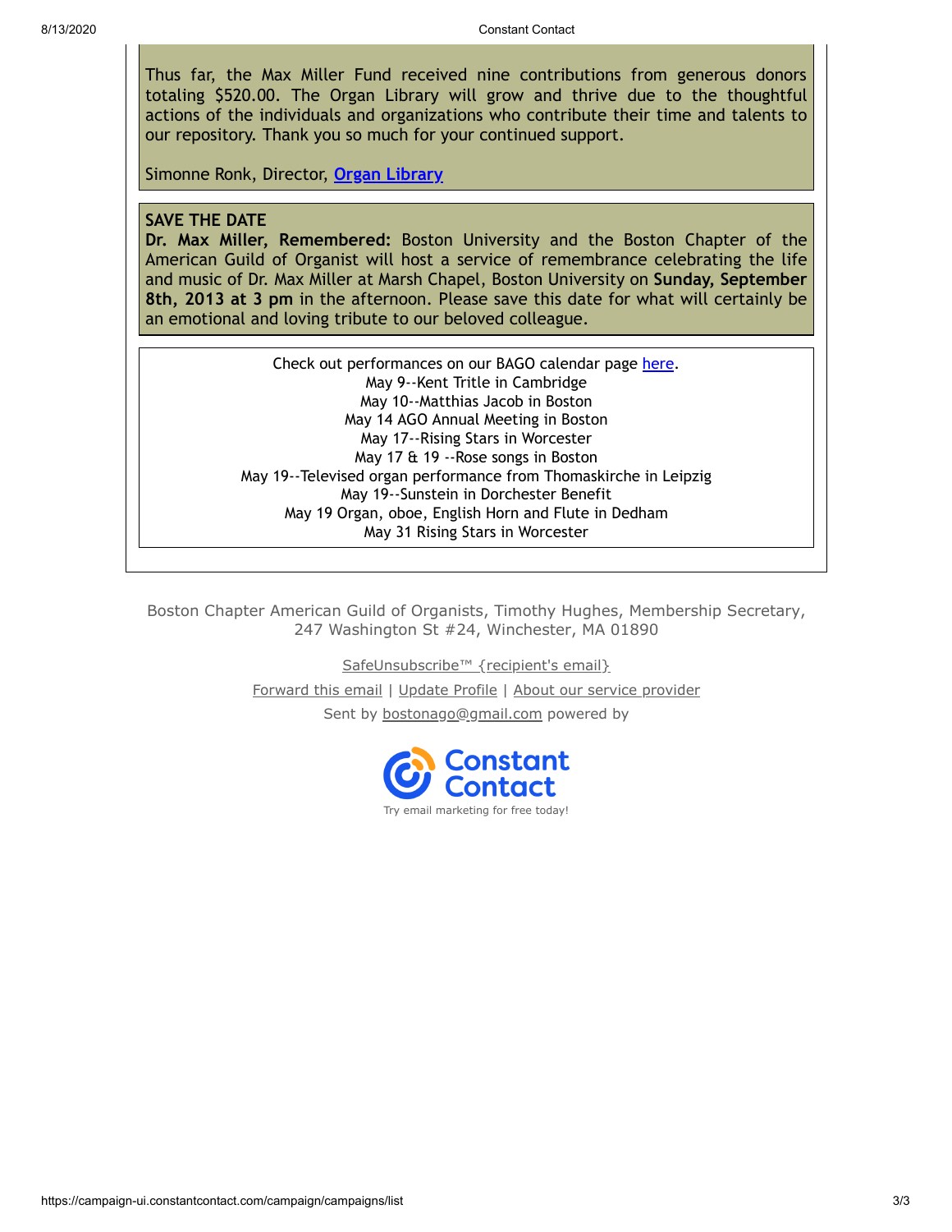Thus far, the Max Miller Fund received nine contributions from generous donors totaling $520.00. The Organ Library will grow and thrive due to the thoughtful actions of the individuals and organizations who contribute their time and talents to our repository. Thank you so much for your continued support.

Simonne Ronk, Director, **Organ Library**

**SAVE THE DATE**
**Dr. Max Miller, Remembered:** Boston University and the Boston Chapter of the American Guild of Organist will host a service of remembrance celebrating the life and music of Dr. Max Miller at Marsh Chapel, Boston University on **Sunday, September 8th, 2013 at 3 pm** in the afternoon. Please save this date for what will certainly be an emotional and loving tribute to our beloved colleague.

Check out performances on our BAGO calendar page here.
May 9--Kent Tritle in Cambridge
May 10--Matthias Jacob in Boston
May 14 AGO Annual Meeting in Boston
May 17--Rising Stars in Worcester
May 17 & 19 --Rose songs in Boston
May 19--Televised organ performance from Thomaskirche in Leipzig
May 19--Sunstein in Dorchester Benefit
May 19 Organ, oboe, English Horn and Flute in Dedham
May 31 Rising Stars in Worcester

Boston Chapter American Guild of Organists, Timothy Hughes, Membership Secretary, 247 Washington St #24, Winchester, MA 01890

SafeUnsubscribe™ {recipient's email}

Forward this email | Update Profile | About our service provider

Sent by bostonago@gmail.com powered by

Constant Contact
Try email marketing for free today!